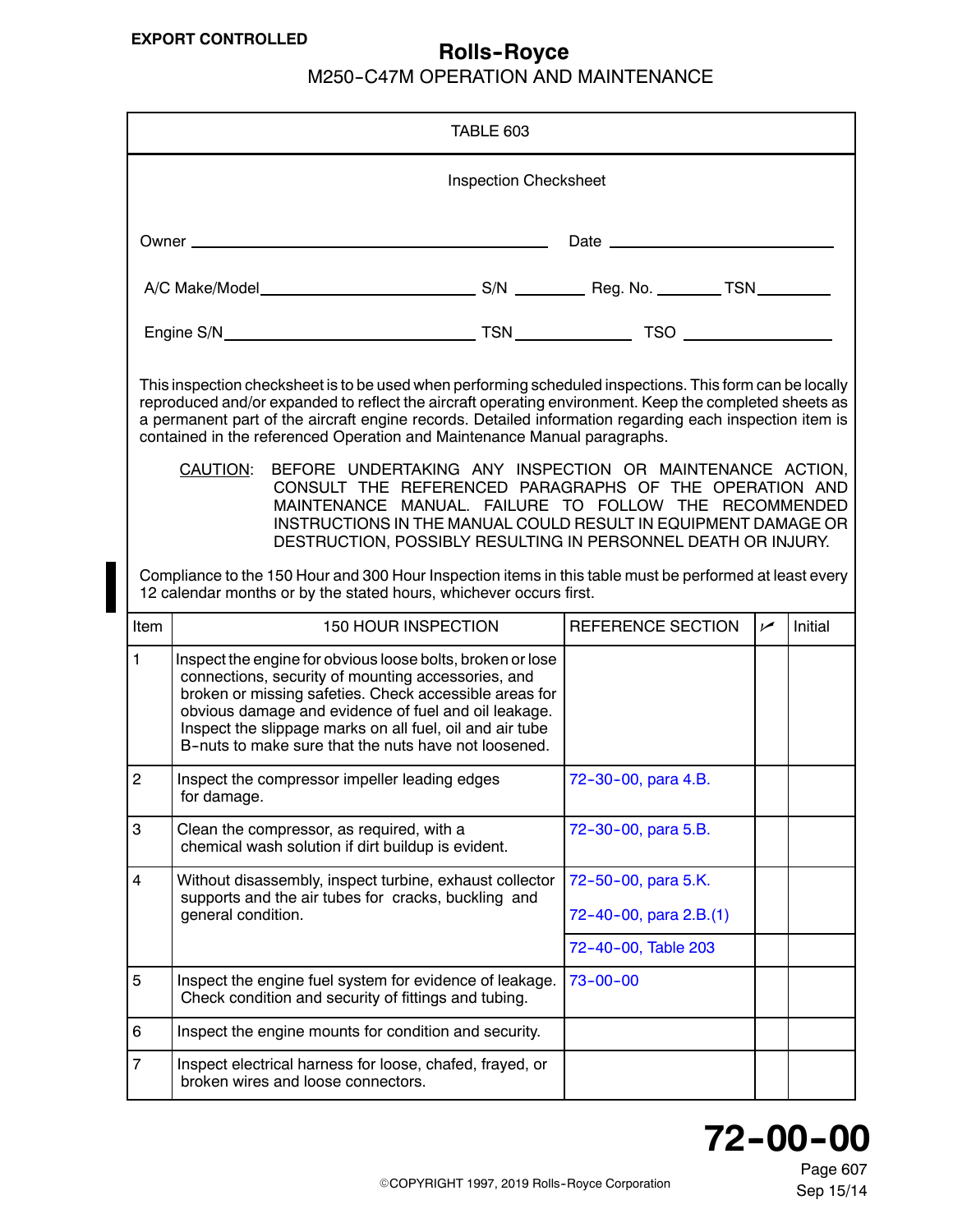EXPORT CONTROLLED

## TABLE 603

### Inspection Checksheet

Owner ______________________________ Date ____________________

A/C Make/Model ____________________ S/N ________ Reg. No. ________ TSN ________

Engine S/N ____________________ TSN ____________ TSO ______________

This inspection checksheet is to be used when performing scheduled inspections. This form can be locally reproduced and/or expanded to reflect the aircraft operating environment. Keep the completed sheets as a permanent part of the aircraft engine records. Detailed information regarding each inspection item is contained in the referenced Operation and Maintenance Manual paragraphs.

CAUTION: BEFORE UNDERTAKING ANY INSPECTION OR MAINTENANCE ACTION, CONSULT THE REFERENCED PARAGRAPHS OF THE OPERATION AND MAINTENANCE MANUAL. FAILURE TO FOLLOW THE RECOMMENDED INSTRUCTIONS IN THE MANUAL COULD RESULT IN EQUIPMENT DAMAGE OR DESTRUCTION, POSSIBLY RESULTING IN PERSONNEL DEATH OR INJURY.

Compliance to the 150 Hour and 300 Hour Inspection items in this table must be performed at least every 12 calendar months or by the stated hours, whichever occurs first.

| Item | 150 HOUR INSPECTION | REFERENCE SECTION | ✓ | Initial |
|---|---|---|---|---|
| 1 | Inspect the engine for obvious loose bolts, broken or lose connections, security of mounting accessories, and broken or missing safeties. Check accessible areas for obvious damage and evidence of fuel and oil leakage. Inspect the slippage marks on all fuel, oil and air tube B-nuts to make sure that the nuts have not loosened. | | | |
| 2 | Inspect the compressor impeller leading edges for damage. | 72-30-00, para 4.B. | | |
| 3 | Clean the compressor, as required, with a chemical wash solution if dirt buildup is evident. | 72-30-00, para 5.B. | | |
| 4 | Without disassembly, inspect turbine, exhaust collector supports and the air tubes for cracks, buckling and general condition. | 72-50-00, para 5.K.<br>72-40-00, para 2.B.(1) | | |
| | | 72-40-00, Table 203 | | |
| 5 | Inspect the engine fuel system for evidence of leakage. Check condition and security of fittings and tubing. | 73-00-00 | | |
| 6 | Inspect the engine mounts for condition and security. | | | |
| 7 | Inspect electrical harness for loose, chafed, frayed, or broken wires and loose connectors. | | | |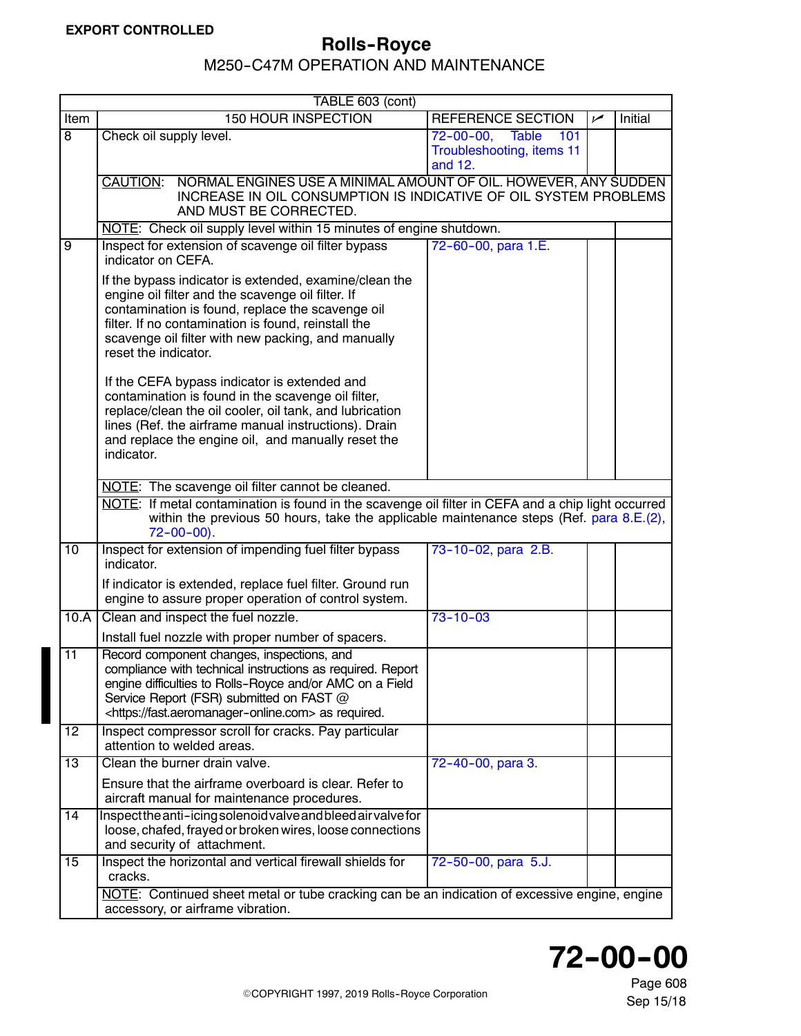**EXPORT CONTROLLED**

TABLE 603 (cont)

| Item | 150 HOUR INSPECTION | REFERENCE SECTION | ✓ | Initial |
|---|---|---|---|---|
| 8 | Check oil supply level. | 72-00-00, Table 101 Troubleshooting, items 11 and 12. | | |
| | CAUTION: NORMAL ENGINES USE A MINIMAL AMOUNT OF OIL. HOWEVER, ANY SUDDEN INCREASE IN OIL CONSUMPTION IS INDICATIVE OF OIL SYSTEM PROBLEMS AND MUST BE CORRECTED. | | | |
| | NOTE: Check oil supply level within 15 minutes of engine shutdown. | | | |
| 9 | Inspect for extension of scavenge oil filter bypass indicator on CEFA.<br><br>If the bypass indicator is extended, examine/clean the engine oil filter and the scavenge oil filter. If contamination is found, replace the scavenge oil filter. If no contamination is found, reinstall the scavenge oil filter with new packing, and manually reset the indicator.<br><br>If the CEFA bypass indicator is extended and contamination is found in the scavenge oil filter, replace/clean the oil cooler, oil tank, and lubrication lines (Ref. the airframe manual instructions). Drain and replace the engine oil, and manually reset the indicator. | 72-60-00, para 1.E. | | |
| | NOTE: The scavenge oil filter cannot be cleaned. | | | |
| | NOTE: If metal contamination is found in the scavenge oil filter in CEFA and a chip light occurred within the previous 50 hours, take the applicable maintenance steps (Ref. para 8.E.(2), 72-00-00). | | | |
| 10 | Inspect for extension of impending fuel filter bypass indicator.<br><br>If indicator is extended, replace fuel filter. Ground run engine to assure proper operation of control system. | 73-10-02, para 2.B. | | |
| 10.A | Clean and inspect the fuel nozzle.<br><br>Install fuel nozzle with proper number of spacers. | 73-10-03 | | |
| 11 | Record component changes, inspections, and compliance with technical instructions as required. Report engine difficulties to Rolls-Royce and/or AMC on a Field Service Report (FSR) submitted on FAST @ <https://fast.aeromanager-online.com> as required. | | | |
| 12 | Inspect compressor scroll for cracks. Pay particular attention to welded areas. | | | |
| 13 | Clean the burner drain valve.<br><br>Ensure that the airframe overboard is clear. Refer to aircraft manual for maintenance procedures. | 72-40-00, para 3. | | |
| 14 | Inspect the anti-icing solenoid valve and bleed air valve for loose, chafed, frayed or broken wires, loose connections and security of attachment. | | | |
| 15 | Inspect the horizontal and vertical firewall shields for cracks. | 72-50-00, para 5.J. | | |
| | NOTE: Continued sheet metal or tube cracking can be an indication of excessive engine, engine accessory, or airframe vibration. | | | |

©COPYRIGHT 1997, 2019 Rolls-Royce Corporation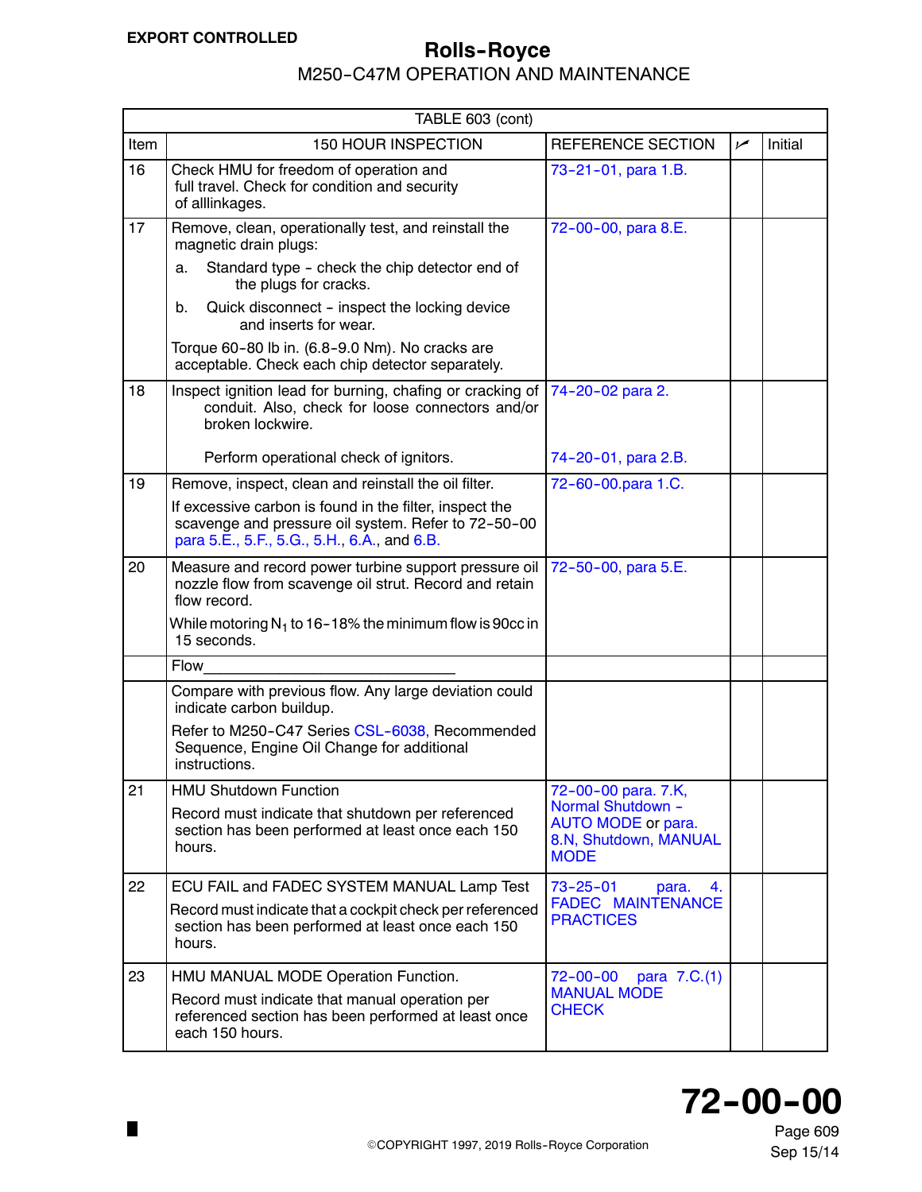EXPORT CONTROLLED

| TABLE 603 (cont) | | | | |
|---|---|---|---|---|
| Item | 150 HOUR INSPECTION | REFERENCE SECTION | ✓ | Initial |
| 16 | Check HMU for freedom of operation and full travel. Check for condition and security of alllinkages. | 73-21-01, para 1.B. | | |
| 17 | Remove, clean, operationally test, and reinstall the magnetic drain plugs:<br>a. Standard type - check the chip detector end of the plugs for cracks.<br>b. Quick disconnect - inspect the locking device and inserts for wear.<br>Torque 60-80 lb in. (6.8-9.0 Nm). No cracks are acceptable. Check each chip detector separately. | 72-00-00, para 8.E. | | |
| 18 | Inspect ignition lead for burning, chafing or cracking of conduit. Also, check for loose connectors and/or broken lockwire.<br><br>Perform operational check of ignitors. | 74-20-02 para 2.<br><br>74-20-01, para 2.B. | | |
| 19 | Remove, inspect, clean and reinstall the oil filter.<br>If excessive carbon is found in the filter, inspect the scavenge and pressure oil system. Refer to 72-50-00 para 5.E., 5.F., 5.G., 5.H., 6.A., and 6.B. | 72-60-00.para 1.C. | | |
| 20 | Measure and record power turbine support pressure oil nozzle flow from scavenge oil strut. Record and retain flow record.<br>While motoring $N_1$ to 16-18% the minimum flow is 90cc in 15 seconds. | 72-50-00, para 5.E. | | |
| | Flow______________________________ | | | |
| | Compare with previous flow. Any large deviation could indicate carbon buildup.<br>Refer to M250-C47 Series CSL-6038, Recommended Sequence, Engine Oil Change for additional instructions. | | | |
| 21 | HMU Shutdown Function<br>Record must indicate that shutdown per referenced section has been performed at least once each 150 hours. | 72-00-00 para. 7.K, Normal Shutdown - AUTO MODE or para. 8.N, Shutdown, MANUAL MODE | | |
| 22 | ECU FAIL and FADEC SYSTEM MANUAL Lamp Test<br>Record must indicate that a cockpit check per referenced section has been performed at least once each 150 hours. | 73-25-01 para. 4. FADEC MAINTENANCE PRACTICES | | |
| 23 | HMU MANUAL MODE Operation Function.<br>Record must indicate that manual operation per referenced section has been performed at least once each 150 hours. | 72-00-00 para 7.C.(1) MANUAL MODE CHECK | | |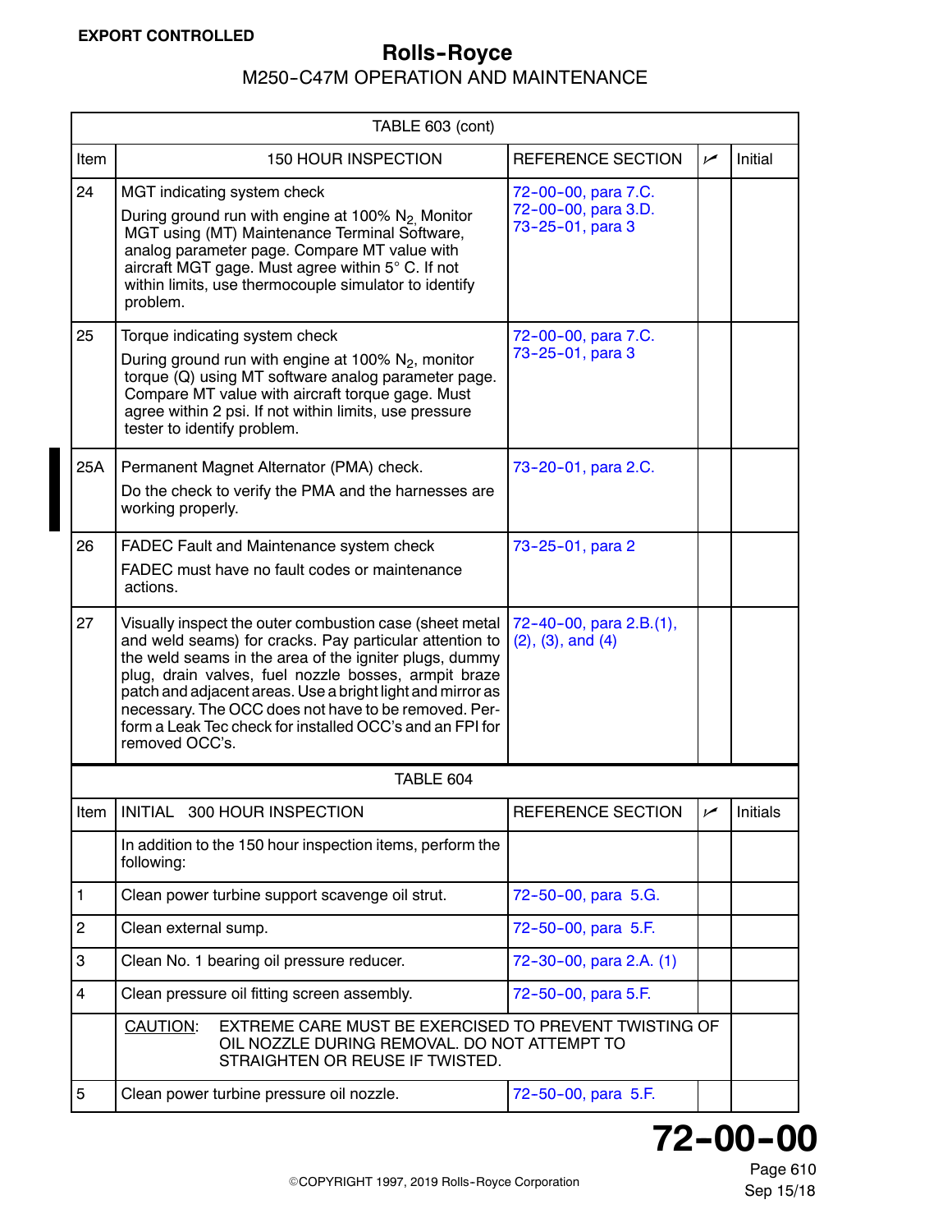**EXPORT CONTROLLED**

| TABLE 603 (cont) | | | | |
|---|---|---|---|---|
| Item | 150 HOUR INSPECTION | REFERENCE SECTION | ✓ | Initial |
| 24 | MGT indicating system check<br>During ground run with engine at 100% $N_2$, Monitor MGT using (MT) Maintenance Terminal Software, analog parameter page. Compare MT value with aircraft MGT gage. Must agree within 5° C. If not within limits, use thermocouple simulator to identify problem. | 72-00-00, para 7.C.<br>72-00-00, para 3.D.<br>73-25-01, para 3 | | |
| 25 | Torque indicating system check<br>During ground run with engine at 100% $N_2$, monitor torque (Q) using MT software analog parameter page. Compare MT value with aircraft torque gage. Must agree within 2 psi. If not within limits, use pressure tester to identify problem. | 72-00-00, para 7.C.<br>73-25-01, para 3 | | |
| 25A | Permanent Magnet Alternator (PMA) check.<br>Do the check to verify the PMA and the harnesses are working properly. | 73-20-01, para 2.C. | | |
| 26 | FADEC Fault and Maintenance system check<br>FADEC must have no fault codes or maintenance actions. | 73-25-01, para 2 | | |
| 27 | Visually inspect the outer combustion case (sheet metal and weld seams) for cracks. Pay particular attention to the weld seams in the area of the igniter plugs, dummy plug, drain valves, fuel nozzle bosses, armpit braze patch and adjacent areas. Use a bright light and mirror as necessary. The OCC does not have to be removed. Perform a Leak Tec check for installed OCC's and an FPI for removed OCC's. | 72-40-00, para 2.B.(1), (2), (3), and (4) | | |

| TABLE 604 | | | | |
|---|---|---|---|---|
| Item | INITIAL 300 HOUR INSPECTION | REFERENCE SECTION | ✓ | Initials |
| | In addition to the 150 hour inspection items, perform the following: | | | |
| 1 | Clean power turbine support scavenge oil strut. | 72-50-00, para 5.G. | | |
| 2 | Clean external sump. | 72-50-00, para 5.F. | | |
| 3 | Clean No. 1 bearing oil pressure reducer. | 72-30-00, para 2.A. (1) | | |
| 4 | Clean pressure oil fitting screen assembly. | 72-50-00, para 5.F. | | |
| | CAUTION: EXTREME CARE MUST BE EXERCISED TO PREVENT TWISTING OF OIL NOZZLE DURING REMOVAL. DO NOT ATTEMPT TO STRAIGHTEN OR REUSE IF TWISTED. | | | |
| 5 | Clean power turbine pressure oil nozzle. | 72-50-00, para 5.F. | | |

©COPYRIGHT 1997, 2019 Rolls-Royce Corporation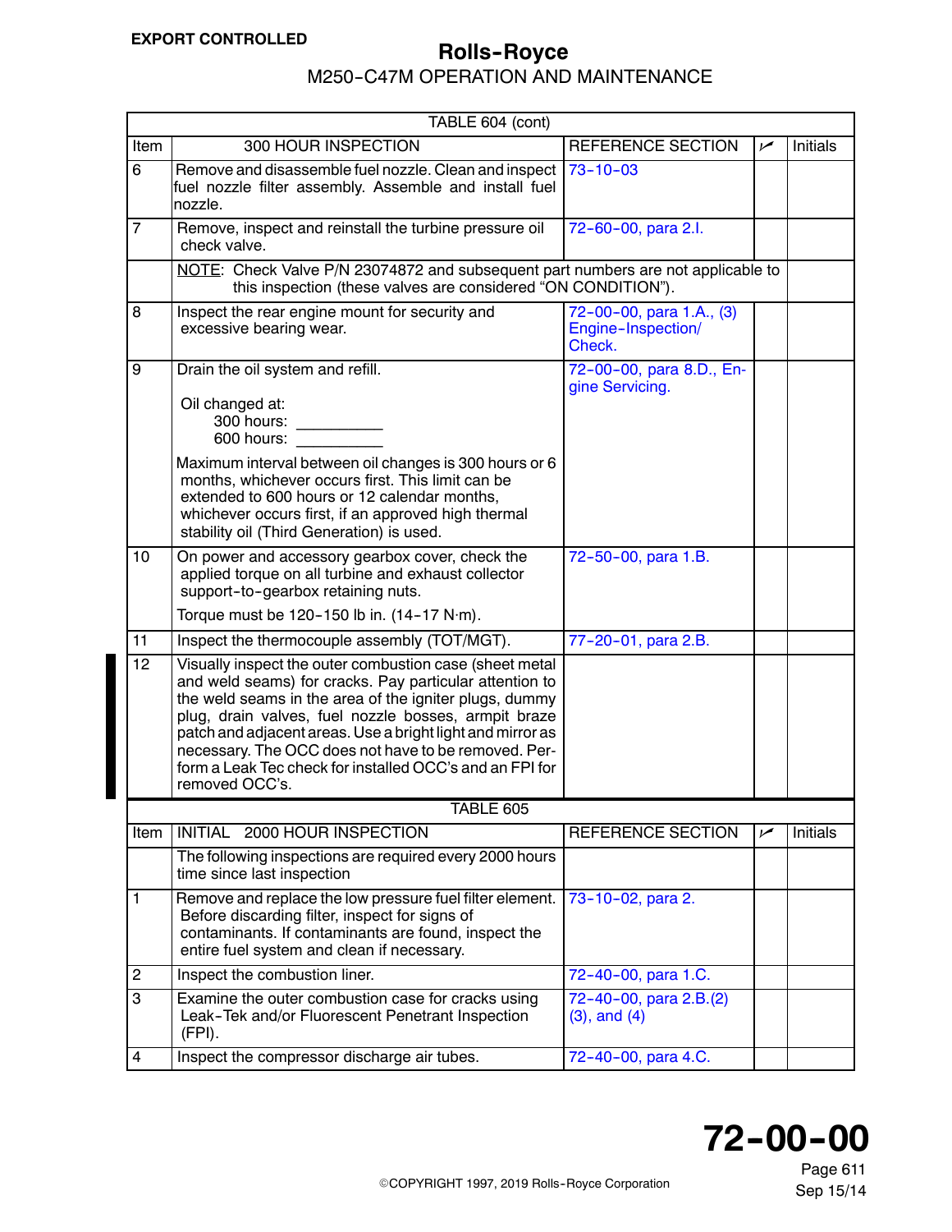EXPORT CONTROLLED

| TABLE 604 (cont) | | | | |
|---|---|---|---|---|
| Item | 300 HOUR INSPECTION | REFERENCE SECTION | ✓ | Initials |
| 6 | Remove and disassemble fuel nozzle. Clean and inspect fuel nozzle filter assembly. Assemble and install fuel nozzle. | 73-10-03 | | |
| 7 | Remove, inspect and reinstall the turbine pressure oil check valve. | 72-60-00, para 2.I. | | |
| | NOTE: Check Valve P/N 23074872 and subsequent part numbers are not applicable to this inspection (these valves are considered “ON CONDITION”). | | | |
| 8 | Inspect the rear engine mount for security and excessive bearing wear. | 72-00-00, para 1.A., (3) Engine-Inspection/ Check. | | |
| 9 | Drain the oil system and refill.<br><br>Oil changed at:<br>300 hours: __________<br>600 hours: __________<br><br>Maximum interval between oil changes is 300 hours or 6 months, whichever occurs first. This limit can be extended to 600 hours or 12 calendar months, whichever occurs first, if an approved high thermal stability oil (Third Generation) is used. | 72-00-00, para 8.D., Engine Servicing. | | |
| 10 | On power and accessory gearbox cover, check the applied torque on all turbine and exhaust collector support-to-gearbox retaining nuts.<br><br>Torque must be 120-150 lb in. (14-17 N·m). | 72-50-00, para 1.B. | | |
| 11 | Inspect the thermocouple assembly (TOT/MGT). | 77-20-01, para 2.B. | | |
| 12 | Visually inspect the outer combustion case (sheet metal and weld seams) for cracks. Pay particular attention to the weld seams in the area of the igniter plugs, dummy plug, drain valves, fuel nozzle bosses, armpit braze patch and adjacent areas. Use a bright light and mirror as necessary. The OCC does not have to be removed. Perform a Leak Tec check for installed OCC’s and an FPI for removed OCC’s. | | | |

| TABLE 605 | | | | |
|---|---|---|---|---|
| Item | INITIAL 2000 HOUR INSPECTION | REFERENCE SECTION | ✓ | Initials |
| | The following inspections are required every 2000 hours time since last inspection | | | |
| 1 | Remove and replace the low pressure fuel filter element. Before discarding filter, inspect for signs of contaminants. If contaminants are found, inspect the entire fuel system and clean if necessary. | 73-10-02, para 2. | | |
| 2 | Inspect the combustion liner. | 72-40-00, para 1.C. | | |
| 3 | Examine the outer combustion case for cracks using Leak-Tek and/or Fluorescent Penetrant Inspection (FPI). | 72-40-00, para 2.B.(2) (3), and (4) | | |
| 4 | Inspect the compressor discharge air tubes. | 72-40-00, para 4.C. | | |

72-00-00

Sep 15/14

©COPYRIGHT 1997, 2019 Rolls-Royce Corporation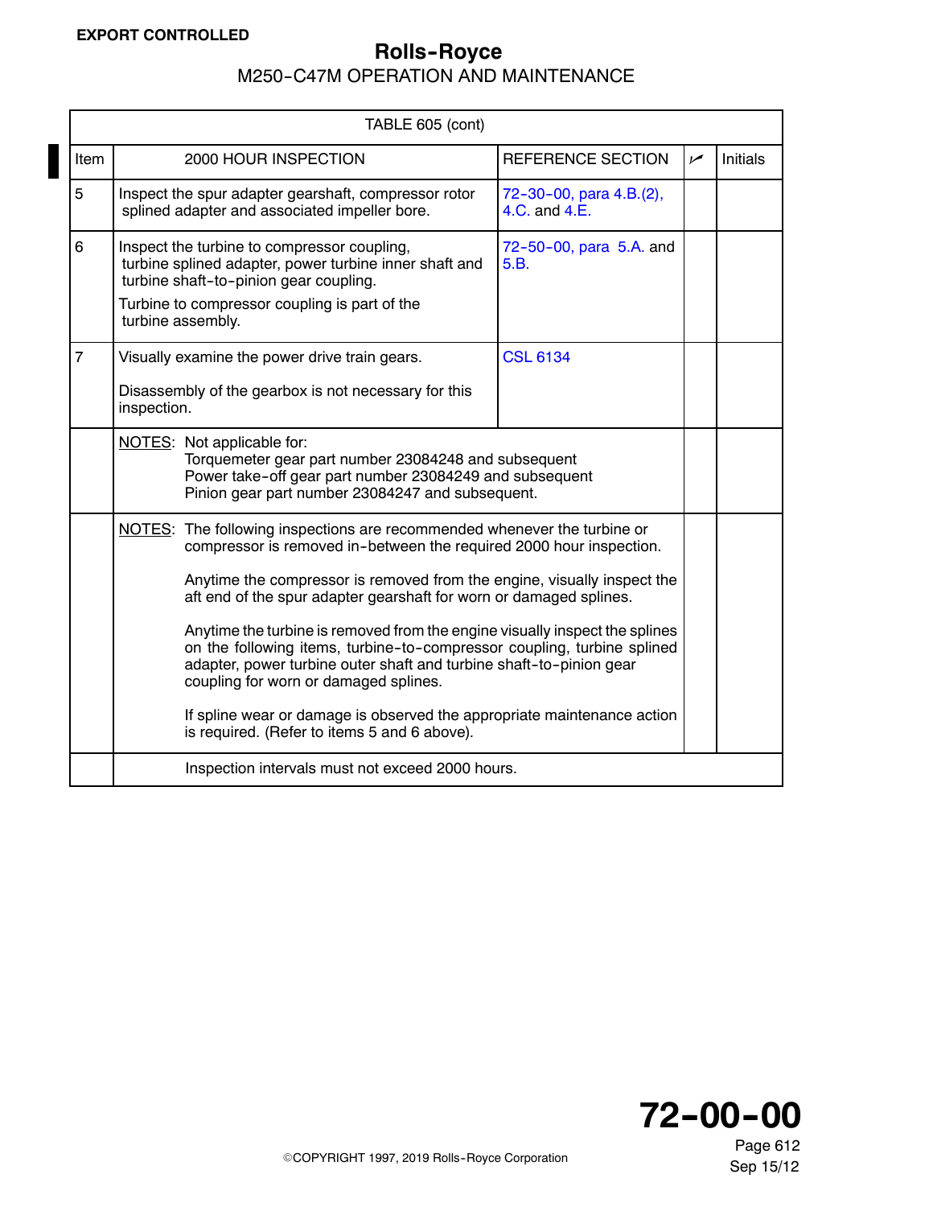| TABLE 605 (cont) | | | | |
|---|---|---|---|---|
| Item | 2000 HOUR INSPECTION | REFERENCE SECTION | ✓ | Initials |
| 5 | Inspect the spur adapter gearshaft, compressor rotor splined adapter and associated impeller bore. | 72-30-00, para 4.B.(2), 4.C. and 4.E. | | |
| 6 | Inspect the turbine to compressor coupling, turbine splined adapter, power turbine inner shaft and turbine shaft-to-pinion gear coupling.<br><br>Turbine to compressor coupling is part of the turbine assembly. | 72-50-00, para 5.A. and 5.B. | | |
| 7 | Visually examine the power drive train gears.<br><br>Disassembly of the gearbox is not necessary for this inspection. | CSL 6134 | | |
| | NOTES: Not applicable for:<br>Torquemeter gear part number 23084248 and subsequent<br>Power take-off gear part number 23084249 and subsequent<br>Pinion gear part number 23084247 and subsequent. | | | |
| | NOTES: The following inspections are recommended whenever the turbine or compressor is removed in-between the required 2000 hour inspection.<br><br>Anytime the compressor is removed from the engine, visually inspect the aft end of the spur adapter gearshaft for worn or damaged splines.<br><br>Anytime the turbine is removed from the engine visually inspect the splines on the following items, turbine-to-compressor coupling, turbine splined adapter, power turbine outer shaft and turbine shaft-to-pinion gear coupling for worn or damaged splines.<br><br>If spline wear or damage is observed the appropriate maintenance action is required. (Refer to items 5 and 6 above). | | | |
| | Inspection intervals must not exceed 2000 hours. | | | |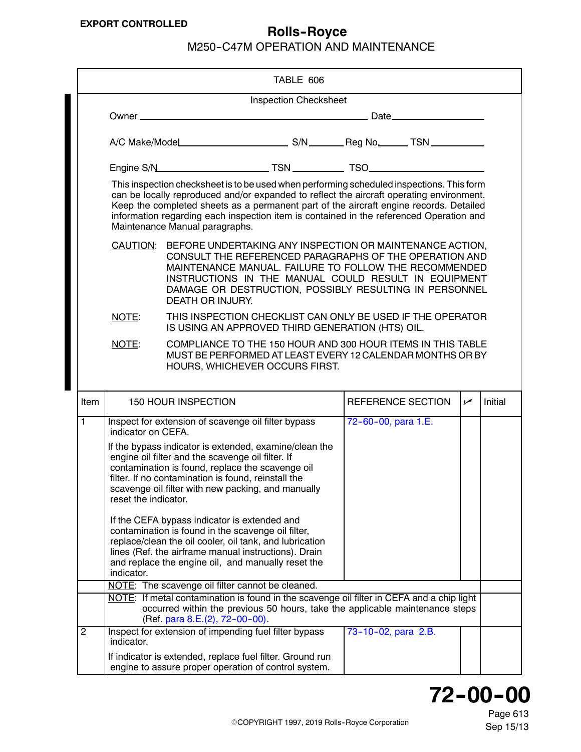EXPORT CONTROLLED

TABLE 606

Inspection Checksheet

Owner ______________________________ Date ______________

A/C Make/Model ______________ S/N ______ Reg No. ______ TSN ________

Engine S/N ______________ TSN ________ TSO ______________

This inspection checksheet is to be used when performing scheduled inspections. This form can be locally reproduced and/or expanded to reflect the aircraft operating environment. Keep the completed sheets as a permanent part of the aircraft engine records. Detailed information regarding each inspection item is contained in the referenced Operation and Maintenance Manual paragraphs.

CAUTION: BEFORE UNDERTAKING ANY INSPECTION OR MAINTENANCE ACTION, CONSULT THE REFERENCED PARAGRAPHS OF THE OPERATION AND MAINTENANCE MANUAL. FAILURE TO FOLLOW THE RECOMMENDED INSTRUCTIONS IN THE MANUAL COULD RESULT IN EQUIPMENT DAMAGE OR DESTRUCTION, POSSIBLY RESULTING IN PERSONNEL DEATH OR INJURY.

NOTE: THIS INSPECTION CHECKLIST CAN ONLY BE USED IF THE OPERATOR IS USING AN APPROVED THIRD GENERATION (HTS) OIL.

NOTE: COMPLIANCE TO THE 150 HOUR AND 300 HOUR ITEMS IN THIS TABLE MUST BE PERFORMED AT LEAST EVERY 12 CALENDAR MONTHS OR BY HOURS, WHICHEVER OCCURS FIRST.

| Item | 150 HOUR INSPECTION | REFERENCE SECTION | ✓ | Initial |
|---|---|---|---|---|
| 1 | Inspect for extension of scavenge oil filter bypass indicator on CEFA.<br><br>If the bypass indicator is extended, examine/clean the engine oil filter and the scavenge oil filter. If contamination is found, replace the scavenge oil filter. If no contamination is found, reinstall the scavenge oil filter with new packing, and manually reset the indicator.<br><br>If the CEFA bypass indicator is extended and contamination is found in the scavenge oil filter, replace/clean the oil cooler, oil tank, and lubrication lines (Ref. the airframe manual instructions). Drain and replace the engine oil, and manually reset the indicator. | 72-60-00, para 1.E. | | |
| | NOTE: The scavenge oil filter cannot be cleaned. | | | |
| | NOTE: If metal contamination is found in the scavenge oil filter in CEFA and a chip light occurred within the previous 50 hours, take the applicable maintenance steps (Ref. para 8.E.(2), 72-00-00). | | | |
| 2 | Inspect for extension of impending fuel filter bypass indicator.<br><br>If indicator is extended, replace fuel filter. Ground run engine to assure proper operation of control system. | 73-10-02, para 2.B. | | |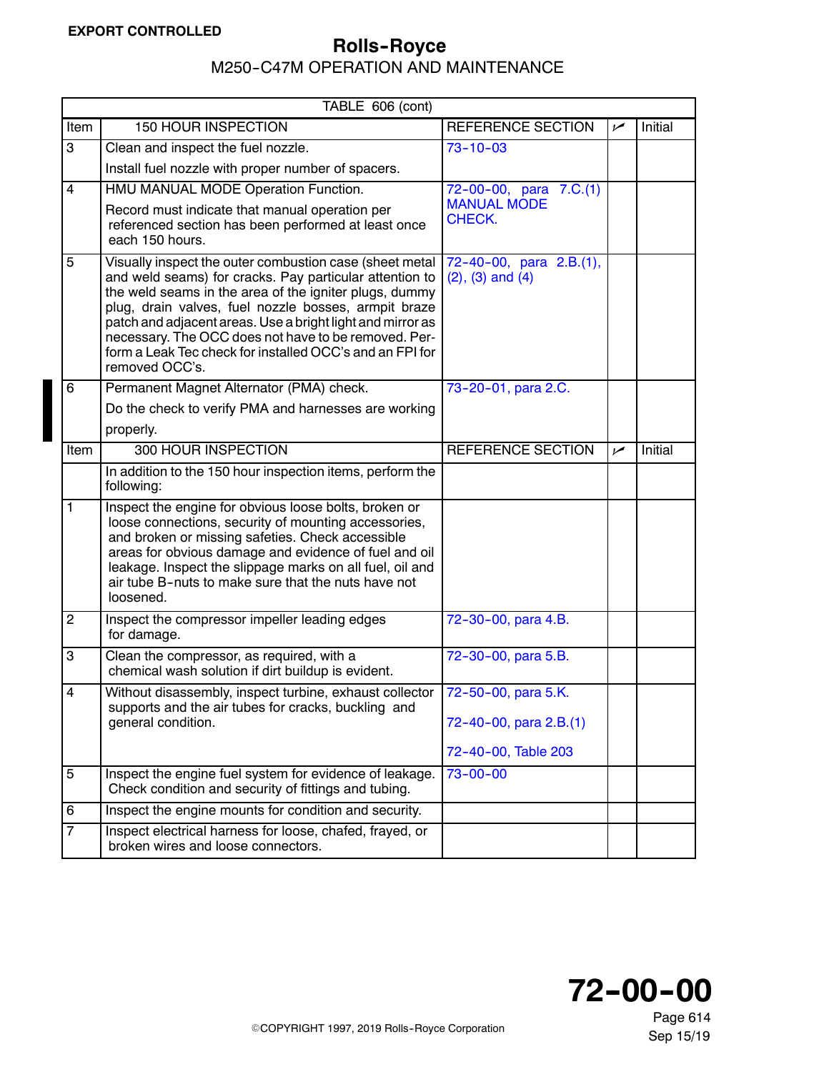**EXPORT CONTROLLED**

TABLE 606 (cont)

| Item | 150 HOUR INSPECTION | REFERENCE SECTION | ✓ | Initial |
|---|---|---|---|---|
| 3 | Clean and inspect the fuel nozzle. Install fuel nozzle with proper number of spacers. | 73-10-03 | | |
| 4 | HMU MANUAL MODE Operation Function. Record must indicate that manual operation per referenced section has been performed at least once each 150 hours. | 72-00-00, para 7.C.(1) MANUAL MODE CHECK. | | |
| 5 | Visually inspect the outer combustion case (sheet metal and weld seams) for cracks. Pay particular attention to the weld seams in the area of the igniter plugs, dummy plug, drain valves, fuel nozzle bosses, armpit braze patch and adjacent areas. Use a bright light and mirror as necessary. The OCC does not have to be removed. Perform a Leak Tec check for installed OCC's and an FPI for removed OCC's. | 72-40-00, para 2.B.(1), (2), (3) and (4) | | |
| 6 | Permanent Magnet Alternator (PMA) check. Do the check to verify PMA and harnesses are working properly. | 73-20-01, para 2.C. | | |
| **Item** | **300 HOUR INSPECTION** | **REFERENCE SECTION** | **✓** | **Initial** |
| | In addition to the 150 hour inspection items, perform the following: | | | |
| 1 | Inspect the engine for obvious loose bolts, broken or loose connections, security of mounting accessories, and broken or missing safeties. Check accessible areas for obvious damage and evidence of fuel and oil leakage. Inspect the slippage marks on all fuel, oil and air tube B-nuts to make sure that the nuts have not loosened. | | | |
| 2 | Inspect the compressor impeller leading edges for damage. | 72-30-00, para 4.B. | | |
| 3 | Clean the compressor, as required, with a chemical wash solution if dirt buildup is evident. | 72-30-00, para 5.B. | | |
| 4 | Without disassembly, inspect turbine, exhaust collector supports and the air tubes for cracks, buckling and general condition. | 72-50-00, para 5.K.<br>72-40-00, para 2.B.(1)<br>72-40-00, Table 203 | | |
| 5 | Inspect the engine fuel system for evidence of leakage. Check condition and security of fittings and tubing. | 73-00-00 | | |
| 6 | Inspect the engine mounts for condition and security. | | | |
| 7 | Inspect electrical harness for loose, chafed, frayed, or broken wires and loose connectors. | | | |

©COPYRIGHT 1997, 2019 Rolls-Royce Corporation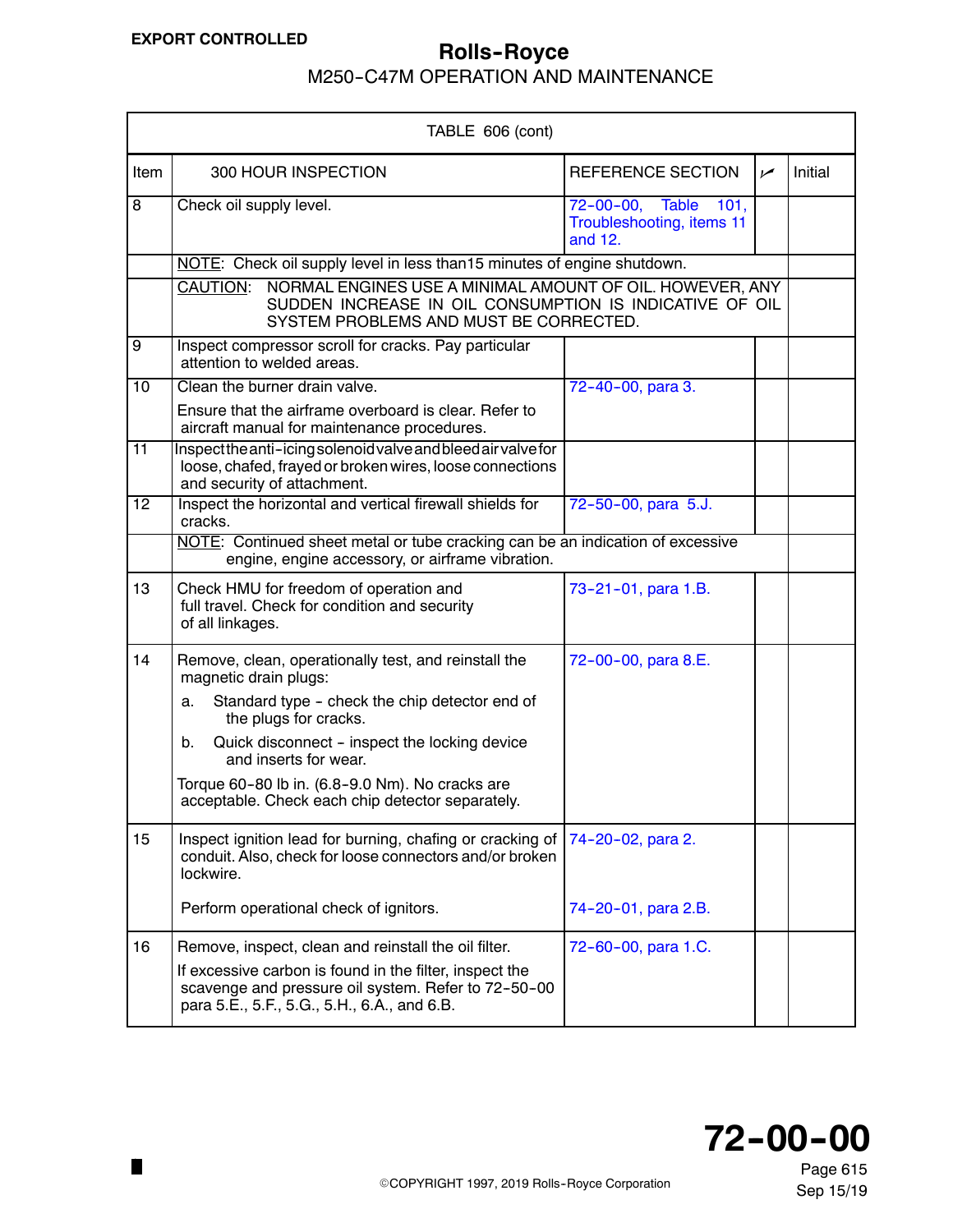| TABLE 606 (cont) | | | | |
|---|---|---|---|---|
| Item | 300 HOUR INSPECTION | REFERENCE SECTION | ✓ | Initial |
| 8 | Check oil supply level. | 72-00-00, Table 101, Troubleshooting, items 11 and 12. | | |
| | NOTE: Check oil supply level in less than15 minutes of engine shutdown. | | | |
| | CAUTION: NORMAL ENGINES USE A MINIMAL AMOUNT OF OIL. HOWEVER, ANY SUDDEN INCREASE IN OIL CONSUMPTION IS INDICATIVE OF OIL SYSTEM PROBLEMS AND MUST BE CORRECTED. | | | |
| 9 | Inspect compressor scroll for cracks. Pay particular attention to welded areas. | | | |
| 10 | Clean the burner drain valve.<br>Ensure that the airframe overboard is clear. Refer to aircraft manual for maintenance procedures. | 72-40-00, para 3. | | |
| 11 | Inspect the anti-icing solenoid valve and bleed air valve for loose, chafed, frayed or broken wires, loose connections and security of attachment. | | | |
| 12 | Inspect the horizontal and vertical firewall shields for cracks. | 72-50-00, para 5.J. | | |
| | NOTE: Continued sheet metal or tube cracking can be an indication of excessive engine, engine accessory, or airframe vibration. | | | |
| 13 | Check HMU for freedom of operation and full travel. Check for condition and security of all linkages. | 73-21-01, para 1.B. | | |
| 14 | Remove, clean, operationally test, and reinstall the magnetic drain plugs:<br>a. Standard type - check the chip detector end of the plugs for cracks.<br>b. Quick disconnect - inspect the locking device and inserts for wear.<br>Torque 60-80 lb in. (6.8-9.0 Nm). No cracks are acceptable. Check each chip detector separately. | 72-00-00, para 8.E. | | |
| 15 | Inspect ignition lead for burning, chafing or cracking of conduit. Also, check for loose connectors and/or broken lockwire.<br>Perform operational check of ignitors. | 74-20-02, para 2.<br>74-20-01, para 2.B. | | |
| 16 | Remove, inspect, clean and reinstall the oil filter.<br>If excessive carbon is found in the filter, inspect the scavenge and pressure oil system. Refer to 72-50-00 para 5.E., 5.F., 5.G., 5.H., 6.A., and 6.B. | 72-60-00, para 1.C. | | |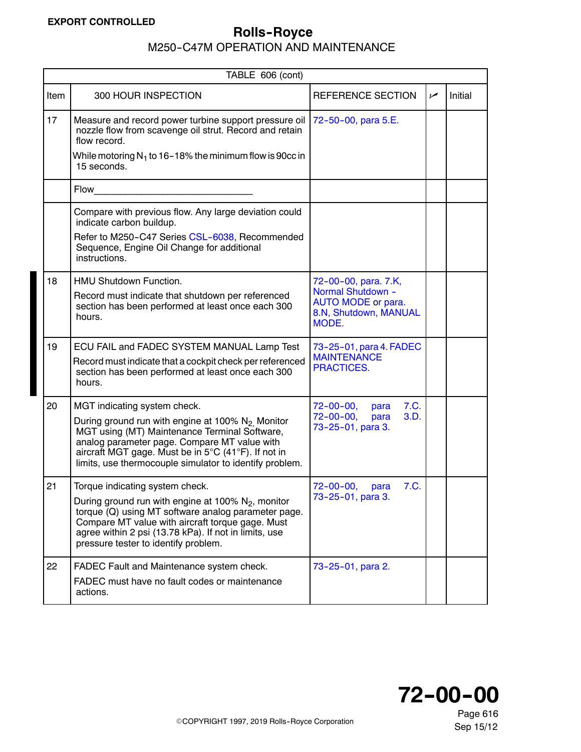EXPORT CONTROLLED

| TABLE 606 (cont) | | | | |
|---|---|---|---|---|
| Item | 300 HOUR INSPECTION | REFERENCE SECTION | ✓ | Initial |
| 17 | Measure and record power turbine support pressure oil nozzle flow from scavenge oil strut. Record and retain flow record.<br>While motoring $N_1$ to 16-18% the minimum flow is 90cc in 15 seconds. | 72-50-00, para 5.E. | | |
| | Flow______________________________ | | | |
| | Compare with previous flow. Any large deviation could indicate carbon buildup.<br>Refer to M250-C47 Series CSL-6038, Recommended Sequence, Engine Oil Change for additional instructions. | | | |
| 18 | HMU Shutdown Function.<br>Record must indicate that shutdown per referenced section has been performed at least once each 300 hours. | 72-00-00, para. 7.K, Normal Shutdown - AUTO MODE or para. 8.N, Shutdown, MANUAL MODE. | | |
| 19 | ECU FAIL and FADEC SYSTEM MANUAL Lamp Test<br>Record must indicate that a cockpit check per referenced section has been performed at least once each 300 hours. | 73-25-01, para 4. FADEC MAINTENANCE PRACTICES. | | |
| 20 | MGT indicating system check.<br>During ground run with engine at 100% $N_2$, Monitor MGT using (MT) Maintenance Terminal Software, analog parameter page. Compare MT value with aircraft MGT gage. Must be in 5°C (41°F). If not in limits, use thermocouple simulator to identify problem. | 72-00-00, para 7.C.<br>72-00-00, para 3.D.<br>73-25-01, para 3. | | |
| 21 | Torque indicating system check.<br>During ground run with engine at 100% $N_2$, monitor torque (Q) using MT software analog parameter page. Compare MT value with aircraft torque gage. Must agree within 2 psi (13.78 kPa). If not in limits, use pressure tester to identify problem. | 72-00-00, para 7.C.<br>73-25-01, para 3. | | |
| 22 | FADEC Fault and Maintenance system check.<br>FADEC must have no fault codes or maintenance actions. | 73-25-01, para 2. | | |

©COPYRIGHT 1997, 2019 Rolls-Royce Corporation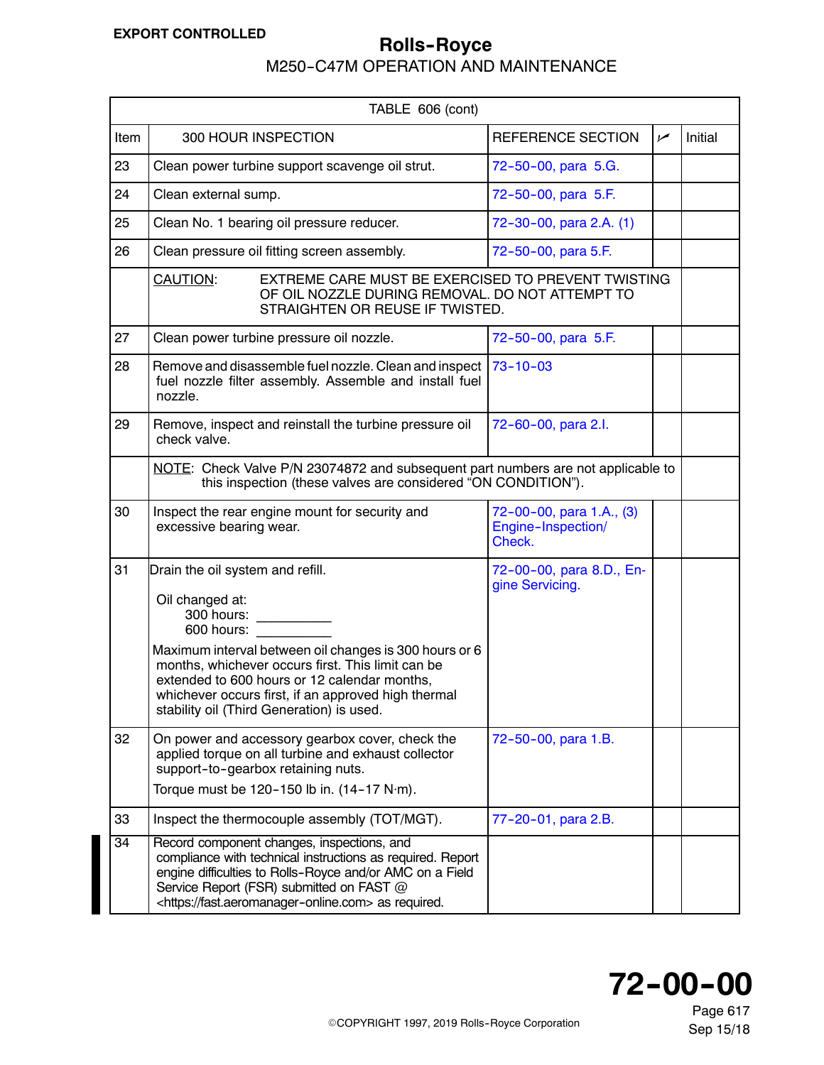| TABLE 606 (cont) | | | | |
|---|---|---|---|---|
| Item | 300 HOUR INSPECTION | REFERENCE SECTION | ✓ | Initial |
| 23 | Clean power turbine support scavenge oil strut. | 72-50-00, para 5.G. | | |
| 24 | Clean external sump. | 72-50-00, para 5.F. | | |
| 25 | Clean No. 1 bearing oil pressure reducer. | 72-30-00, para 2.A. (1) | | |
| 26 | Clean pressure oil fitting screen assembly. | 72-50-00, para 5.F. | | |
| | CAUTION: EXTREME CARE MUST BE EXERCISED TO PREVENT TWISTING OF OIL NOZZLE DURING REMOVAL. DO NOT ATTEMPT TO STRAIGHTEN OR REUSE IF TWISTED. | | | |
| 27 | Clean power turbine pressure oil nozzle. | 72-50-00, para 5.F. | | |
| 28 | Remove and disassemble fuel nozzle. Clean and inspect fuel nozzle filter assembly. Assemble and install fuel nozzle. | 73-10-03 | | |
| 29 | Remove, inspect and reinstall the turbine pressure oil check valve. | 72-60-00, para 2.I. | | |
| | NOTE: Check Valve P/N 23074872 and subsequent part numbers are not applicable to this inspection (these valves are considered “ON CONDITION”). | | | |
| 30 | Inspect the rear engine mount for security and excessive bearing wear. | 72-00-00, para 1.A., (3) Engine-Inspection/ Check. | | |
| 31 | Drain the oil system and refill.<br><br>Oil changed at:<br>300 hours: __________<br>600 hours: __________<br><br>Maximum interval between oil changes is 300 hours or 6 months, whichever occurs first. This limit can be extended to 600 hours or 12 calendar months, whichever occurs first, if an approved high thermal stability oil (Third Generation) is used. | 72-00-00, para 8.D., Engine Servicing. | | |
| 32 | On power and accessory gearbox cover, check the applied torque on all turbine and exhaust collector support-to-gearbox retaining nuts.<br><br>Torque must be 120-150 lb in. (14-17 N·m). | 72-50-00, para 1.B. | | |
| 33 | Inspect the thermocouple assembly (TOT/MGT). | 77-20-01, para 2.B. | | |
| 34 | Record component changes, inspections, and compliance with technical instructions as required. Report engine difficulties to Rolls-Royce and/or AMC on a Field Service Report (FSR) submitted on FAST @ <https://fast.aeromanager-online.com> as required. | | | |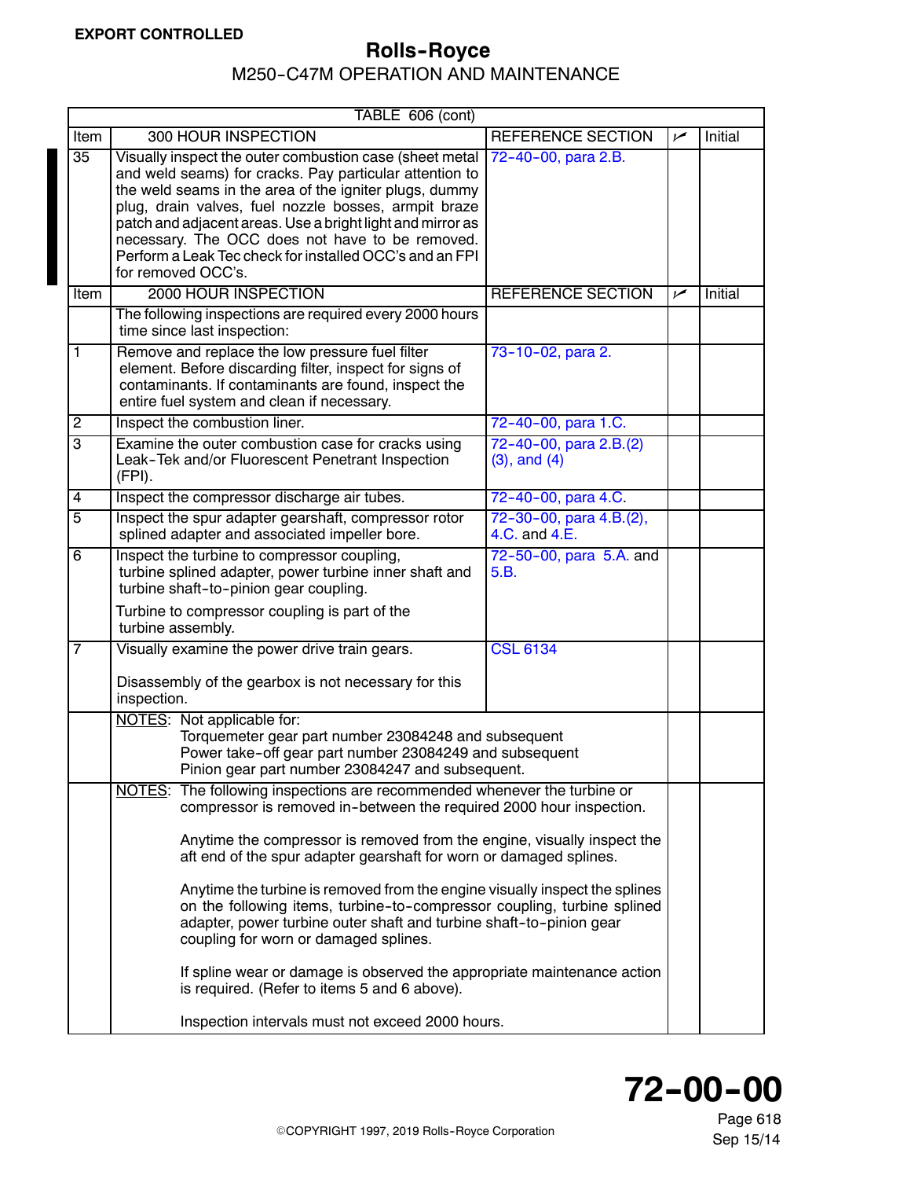EXPORT CONTROLLED

| TABLE 606 (cont) | | | | |
|---|---|---|---|---|
| Item | 300 HOUR INSPECTION | REFERENCE SECTION | ✓ | Initial |
| 35 | Visually inspect the outer combustion case (sheet metal and weld seams) for cracks. Pay particular attention to the weld seams in the area of the igniter plugs, dummy plug, drain valves, fuel nozzle bosses, armpit braze patch and adjacent areas. Use a bright light and mirror as necessary. The OCC does not have to be removed. Perform a Leak Tec check for installed OCC's and an FPI for removed OCC's. | 72-40-00, para 2.B. | | |
| Item | 2000 HOUR INSPECTION | REFERENCE SECTION | ✓ | Initial |
| | The following inspections are required every 2000 hours time since last inspection: | | | |
| 1 | Remove and replace the low pressure fuel filter element. Before discarding filter, inspect for signs of contaminants. If contaminants are found, inspect the entire fuel system and clean if necessary. | 73-10-02, para 2. | | |
| 2 | Inspect the combustion liner. | 72-40-00, para 1.C. | | |
| 3 | Examine the outer combustion case for cracks using Leak-Tek and/or Fluorescent Penetrant Inspection (FPI). | 72-40-00, para 2.B.(2) (3), and (4) | | |
| 4 | Inspect the compressor discharge air tubes. | 72-40-00, para 4.C. | | |
| 5 | Inspect the spur adapter gearshaft, compressor rotor splined adapter and associated impeller bore. | 72-30-00, para 4.B.(2), 4.C. and 4.E. | | |
| 6 | Inspect the turbine to compressor coupling, turbine splined adapter, power turbine inner shaft and turbine shaft-to-pinion gear coupling.<br><br>Turbine to compressor coupling is part of the turbine assembly. | 72-50-00, para 5.A. and 5.B. | | |
| 7 | Visually examine the power drive train gears.<br><br>Disassembly of the gearbox is not necessary for this inspection. | CSL 6134 | | |
| | NOTES: Not applicable for:<br>Torquemeter gear part number 23084248 and subsequent<br>Power take-off gear part number 23084249 and subsequent<br>Pinion gear part number 23084247 and subsequent. | | | |
| | NOTES: The following inspections are recommended whenever the turbine or compressor is removed in-between the required 2000 hour inspection.<br><br>Anytime the compressor is removed from the engine, visually inspect the aft end of the spur adapter gearshaft for worn or damaged splines.<br><br>Anytime the turbine is removed from the engine visually inspect the splines on the following items, turbine-to-compressor coupling, turbine splined adapter, power turbine outer shaft and turbine shaft-to-pinion gear coupling for worn or damaged splines.<br><br>If spline wear or damage is observed the appropriate maintenance action is required. (Refer to items 5 and 6 above).<br><br>Inspection intervals must not exceed 2000 hours. | | | |